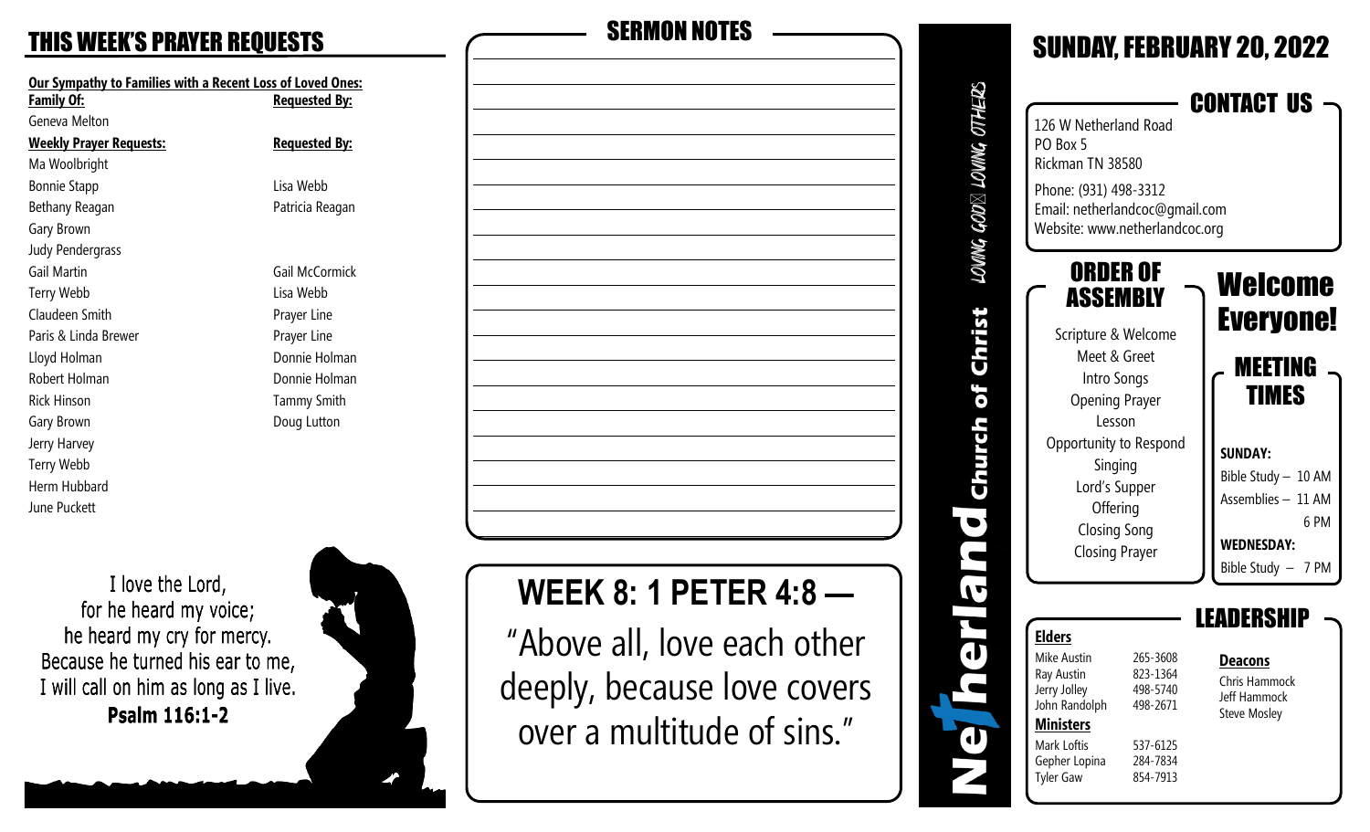# THIS WEEK'S PRAYER REQUESTS

**Our Sympathy to Families with a Recent Loss of Loved Ones:**

| Family Of: | Requested By: |
|---|---|
| Geneva Melton | |

| Weekly Prayer Requests: | Requested By: |
|---|---|
| Ma Woolbright | |
| Bonnie Stapp | Lisa Webb |
| Bethany Reagan | Patricia Reagan |
| Gary Brown | |
| Judy Pendergrass | |
| Gail Martin | Gail McCormick |
| Terry Webb | Lisa Webb |
| Claudeen Smith | Prayer Line |
| Paris & Linda Brewer | Prayer Line |
| Lloyd Holman | Donnie Holman |
| Robert Holman | Donnie Holman |
| Rick Hinson | Tammy Smith |
| Gary Brown | Doug Lutton |
| Jerry Harvey | |
| Terry Webb | |
| Herm Hubbard | |
| June Puckett | |

I love the Lord,
for he heard my voice;
he heard my cry for mercy.
Because he turned his ear to me,
I will call on him as long as I live.
**Psalm 116:1-2**

## SERMON NOTES

## WEEK 8: 1 PETER 4:8 —

"Above all, love each other deeply, because love covers over a multitude of sins."

**Netherland Church of Christ** — LOVING GOD LOVING OTHERS

# SUNDAY, FEBRUARY 20, 2022

## CONTACT US

126 W Netherland Road
PO Box 5
Rickman TN 38580

Phone: (931) 498-3312
Email: netherlandcoc@gmail.com
Website: www.netherlandcoc.org

## ORDER OF ASSEMBLY

Scripture & Welcome
Meet & Greet
Intro Songs
Opening Prayer
Lesson
Opportunity to Respond
Singing
Lord's Supper
Offering
Closing Song
Closing Prayer

## Welcome Everyone!

## MEETING TIMES

**SUNDAY:**
Bible Study – 10 AM
Assemblies – 11 AM
6 PM

**WEDNESDAY:**
Bible Study – 7 PM

## LEADERSHIP

**Elders**

| | |
|---|---|
| Mike Austin | 265-3608 |
| Ray Austin | 823-1364 |
| Jerry Jolley | 498-5740 |
| John Randolph | 498-2671 |

**Ministers**

| | |
|---|---|
| Mark Loftis | 537-6125 |
| Gepher Lopina | 284-7834 |
| Tyler Gaw | 854-7913 |

**Deacons**

Chris Hammock
Jeff Hammock
Steve Mosley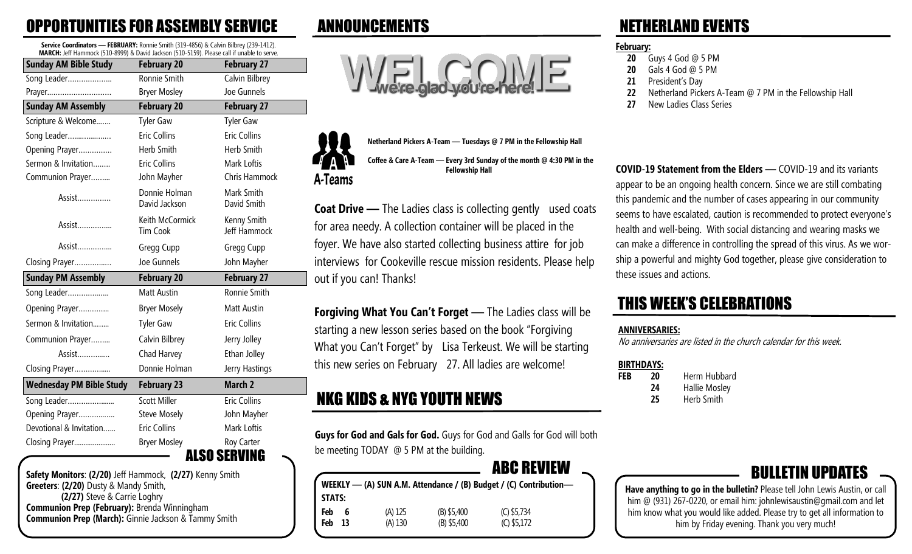# OPPORTUNITIES FOR ASSEMBLY SERVICE

**Service Coordinators — FEBRUARY:** Ronnie Smith (319-4856) & Calvin Bilbrey (239-1412). **MARCH:** Jeff Hammock (510-8999) & David Jackson (510-5159). Please call if unable to serve.

| **Sunday AM Bible Study** | **February 20** | **February 27** |
|---|---|---|
| Song Leader.................... | Ronnie Smith | Calvin Bilbrey |
| Prayer............................. | Bryer Mosley | Joe Gunnels |
| **Sunday AM Assembly** | **February 20** | **February 27** |
| Scripture & Welcome....... | Tyler Gaw | Tyler Gaw |
| Song Leader...................... | Eric Collins | Eric Collins |
| Opening Prayer............... | Herb Smith | Herb Smith |
| Sermon & Invitation........ | Eric Collins | Mark Loftis |
| Communion Prayer......... | John Mayher | Chris Hammock |
| Assist............... | Donnie Holman<br>David Jackson | Mark Smith<br>David Smith |
| Assist................ | Keith McCormick<br>Tim Cook | Kenny Smith<br>Jeff Hammock |
| Assist................ | Gregg Cupp | Gregg Cupp |
| Closing Prayer................. | Joe Gunnels | John Mayher |
| **Sunday PM Assembly** | **February 20** | **February 27** |
| Song Leader................... | Matt Austin | Ronnie Smith |
| Opening Prayer.............. | Bryer Mosely | Matt Austin |
| Sermon & Invitation........ | Tyler Gaw | Eric Collins |
| Communion Prayer......... | Calvin Bilbrey | Jerry Jolley |
| Assist............... | Chad Harvey | Ethan Jolley |
| Closing Prayer................ | Donnie Holman | Jerry Hastings |
| **Wednesday PM Bible Study** | **February 23** | **March 2** |
| Song Leader..................... | Scott Miller | Eric Collins |
| Opening Prayer................. | Steve Mosely | John Mayher |
| Devotional & Invitation...... | Eric Collins | Mark Loftis |
| Closing Prayer..................... | Bryer Mosley | Roy Carter |

## ALSO SERVING

**Safety Monitors**: **(2/20)** Jeff Hammock, **(2/27)** Kenny Smith
**Greeters**: **(2/20)** Dusty & Mandy Smith,
**(2/27)** Steve & Carrie Loghry
**Communion Prep (February):** Brenda Winningham
**Communion Prep (March):** Ginnie Jackson & Tammy Smith

# ANNOUNCEMENTS

WELCOME
we're glad you're here!

A-Teams

**Netherland Pickers A-Team — Tuesdays @ 7 PM in the Fellowship Hall**

**Coffee & Care A-Team — Every 3rd Sunday of the month @ 4:30 PM in the Fellowship Hall**

**Coat Drive —** The Ladies class is collecting gently used coats for area needy. A collection container will be placed in the foyer. We have also started collecting business attire for job interviews for Cookeville rescue mission residents. Please help out if you can! Thanks!

**Forgiving What You Can't Forget —** The Ladies class will be starting a new lesson series based on the book "Forgiving What you Can't Forget" by Lisa Terkeust. We will be starting this new series on February 27. All ladies are welcome!

# NKG KIDS & NYG YOUTH NEWS

**Guys for God and Gals for God.** Guys for God and Galls for God will both be meeting TODAY @ 5 PM at the building.

## ABC REVIEW

**WEEKLY — (A) SUN A.M. Attendance / (B) Budget / (C) Contribution— STATS:**

| | | | |
|---|---|---|---|
| **Feb 6** | (A) 125 | (B) $5,400 | (C) $5,734 |
| **Feb 13** | (A) 130 | (B) $5,400 | (C) $5,172 |

# NETHERLAND EVENTS

**February:**

- **20** Guys 4 God @ 5 PM
- **20** Gals 4 God @ 5 PM
- **21** President's Day
- **22** Netherland Pickers A-Team @ 7 PM in the Fellowship Hall
- **27** New Ladies Class Series

**COVID-19 Statement from the Elders —** COVID-19 and its variants appear to be an ongoing health concern. Since we are still combating this pandemic and the number of cases appearing in our community seems to have escalated, caution is recommended to protect everyone's health and well-being. With social distancing and wearing masks we can make a difference in controlling the spread of this virus. As we worship a powerful and mighty God together, please give consideration to these issues and actions.

# THIS WEEK'S CELEBRATIONS

**ANNIVERSARIES:**

*No anniversaries are listed in the church calendar for this week.*

**BIRTHDAYS:**

| | | |
|---|---|---|
| **FEB** | **20** | Herm Hubbard |
| | **24** | Hallie Mosley |
| | **25** | Herb Smith |

## BULLETIN UPDATES

**Have anything to go in the bulletin?** Please tell John Lewis Austin, or call him @ (931) 267-0220, or email him: johnlewisaustin@gmail.com and let him know what you would like added. Please try to get all information to him by Friday evening. Thank you very much!